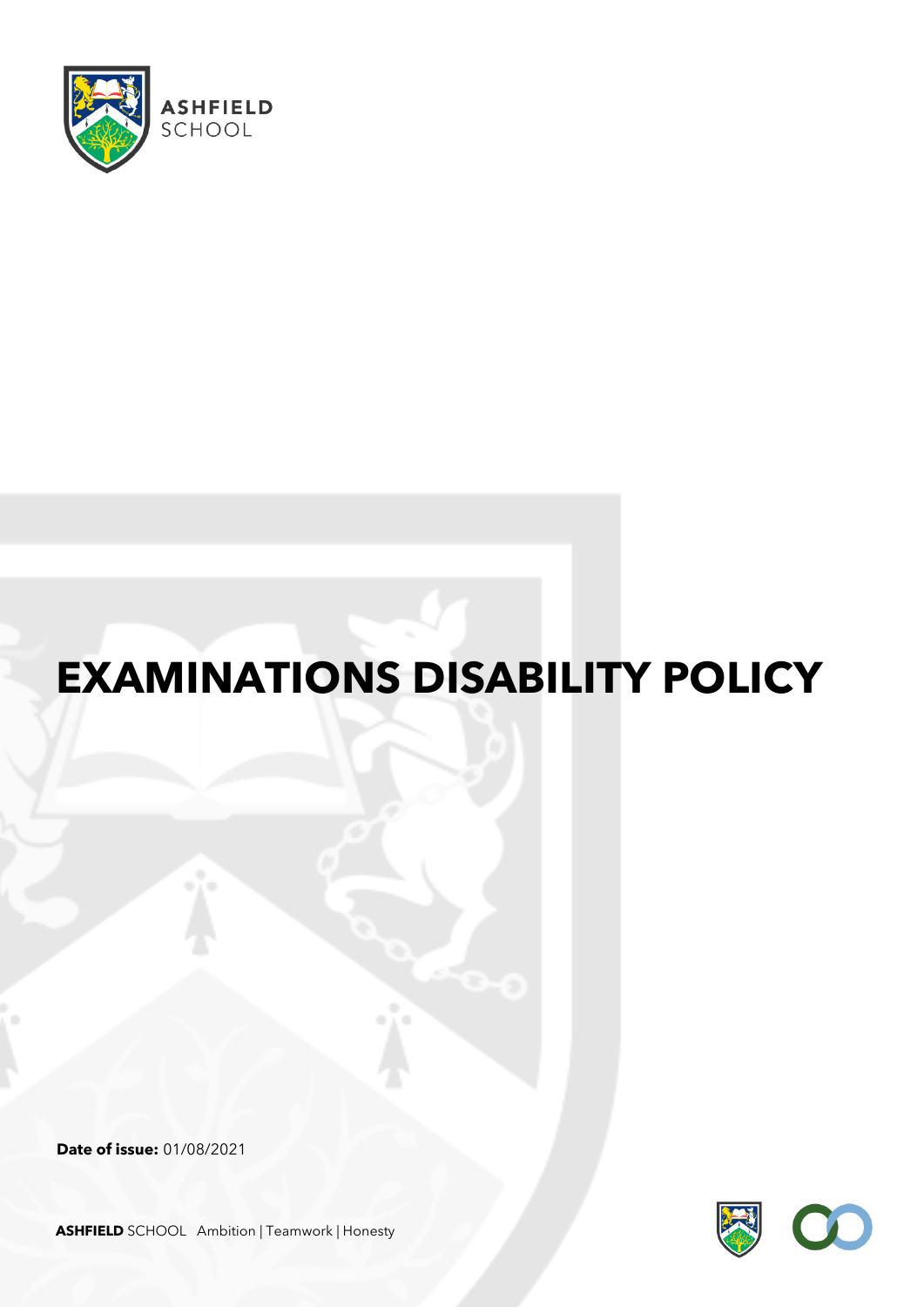ASHFIELD SCHOOL

# EXAMINATIONS DISABILITY POLICY

**Date of issue:** 01/08/2021

**ASHFIELD** SCHOOL Ambition | Teamwork | Honesty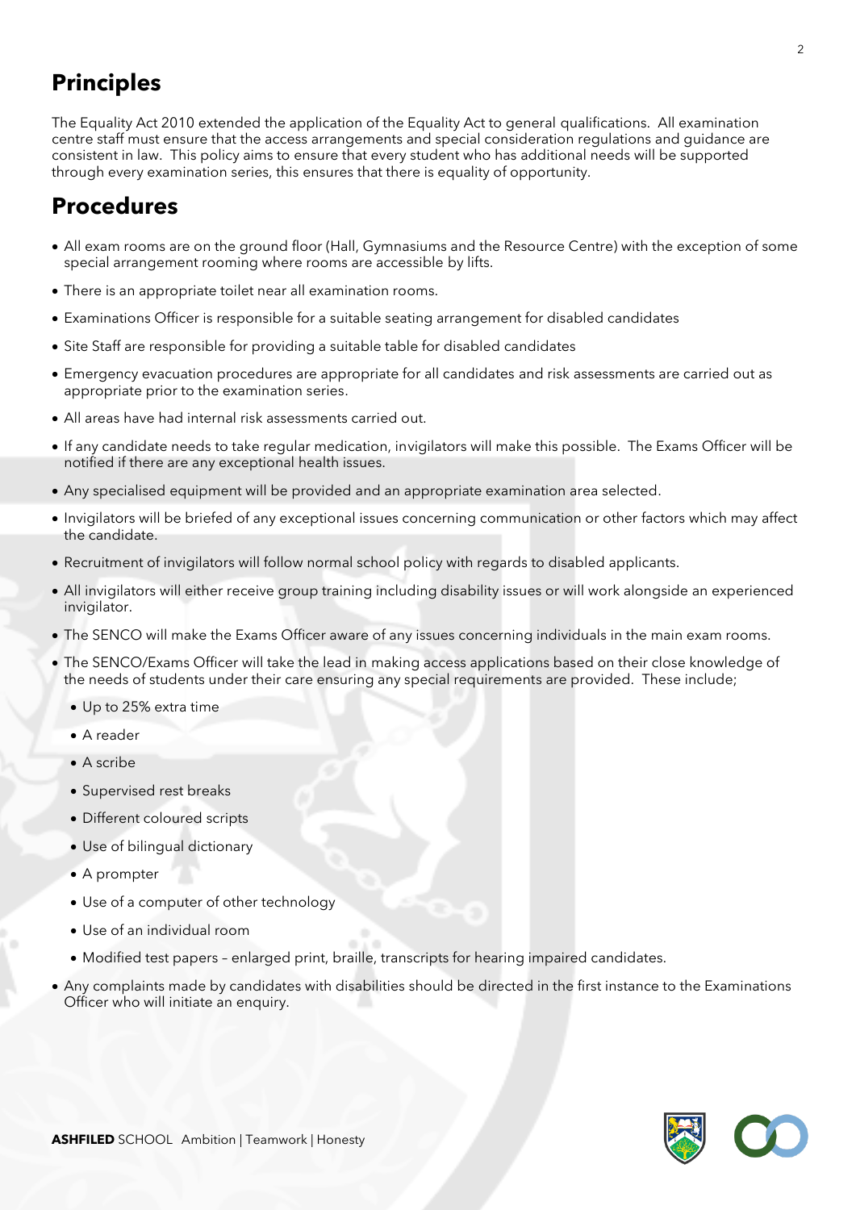## Principles

The Equality Act 2010 extended the application of the Equality Act to general qualifications. All examination centre staff must ensure that the access arrangements and special consideration regulations and guidance are consistent in law. This policy aims to ensure that every student who has additional needs will be supported through every examination series, this ensures that there is equality of opportunity.

## Procedures

- All exam rooms are on the ground floor (Hall, Gymnasiums and the Resource Centre) with the exception of some special arrangement rooming where rooms are accessible by lifts.
- There is an appropriate toilet near all examination rooms.
- Examinations Officer is responsible for a suitable seating arrangement for disabled candidates
- Site Staff are responsible for providing a suitable table for disabled candidates
- Emergency evacuation procedures are appropriate for all candidates and risk assessments are carried out as appropriate prior to the examination series.
- All areas have had internal risk assessments carried out.
- If any candidate needs to take regular medication, invigilators will make this possible. The Exams Officer will be notified if there are any exceptional health issues.
- Any specialised equipment will be provided and an appropriate examination area selected.
- Invigilators will be briefed of any exceptional issues concerning communication or other factors which may affect the candidate.
- Recruitment of invigilators will follow normal school policy with regards to disabled applicants.
- All invigilators will either receive group training including disability issues or will work alongside an experienced invigilator.
- The SENCO will make the Exams Officer aware of any issues concerning individuals in the main exam rooms.
- The SENCO/Exams Officer will take the lead in making access applications based on their close knowledge of the needs of students under their care ensuring any special requirements are provided. These include;
  - Up to 25% extra time
  - A reader
  - A scribe
  - Supervised rest breaks
  - Different coloured scripts
  - Use of bilingual dictionary
  - A prompter
  - Use of a computer of other technology
  - Use of an individual room
  - Modified test papers – enlarged print, braille, transcripts for hearing impaired candidates.
- Any complaints made by candidates with disabilities should be directed in the first instance to the Examinations Officer who will initiate an enquiry.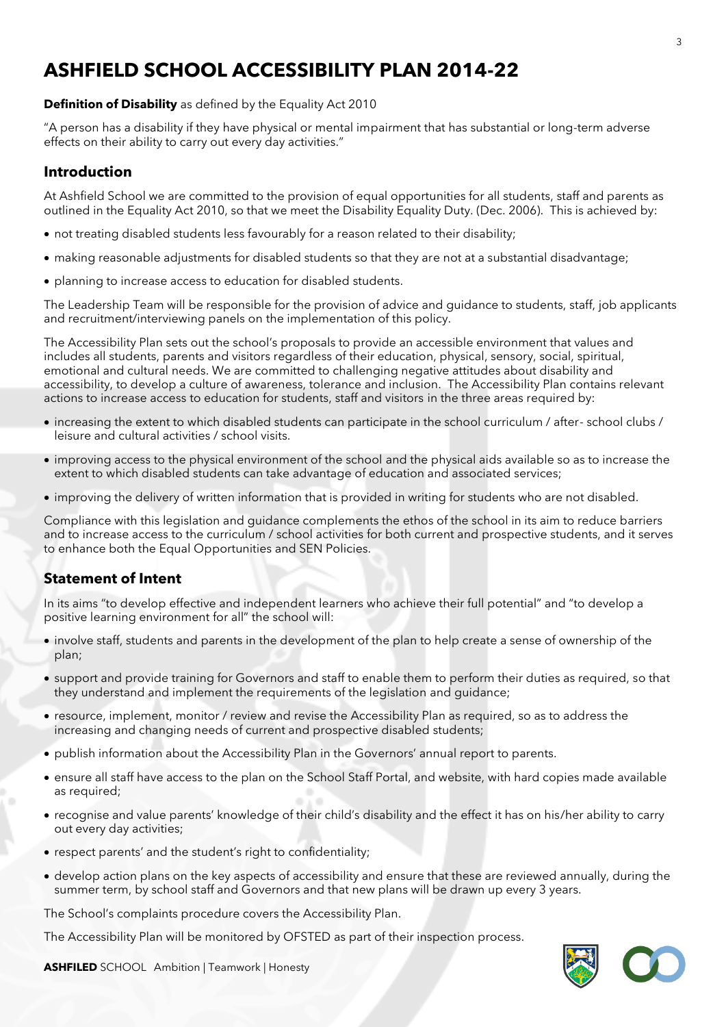# ASHFIELD SCHOOL ACCESSIBILITY PLAN 2014-22

**Definition of Disability** as defined by the Equality Act 2010

"A person has a disability if they have physical or mental impairment that has substantial or long-term adverse effects on their ability to carry out every day activities."

## Introduction

At Ashfield School we are committed to the provision of equal opportunities for all students, staff and parents as outlined in the Equality Act 2010, so that we meet the Disability Equality Duty. (Dec. 2006). This is achieved by:

- not treating disabled students less favourably for a reason related to their disability;
- making reasonable adjustments for disabled students so that they are not at a substantial disadvantage;
- planning to increase access to education for disabled students.

The Leadership Team will be responsible for the provision of advice and guidance to students, staff, job applicants and recruitment/interviewing panels on the implementation of this policy.

The Accessibility Plan sets out the school's proposals to provide an accessible environment that values and includes all students, parents and visitors regardless of their education, physical, sensory, social, spiritual, emotional and cultural needs. We are committed to challenging negative attitudes about disability and accessibility, to develop a culture of awareness, tolerance and inclusion. The Accessibility Plan contains relevant actions to increase access to education for students, staff and visitors in the three areas required by:

- increasing the extent to which disabled students can participate in the school curriculum / after- school clubs / leisure and cultural activities / school visits.
- improving access to the physical environment of the school and the physical aids available so as to increase the extent to which disabled students can take advantage of education and associated services;
- improving the delivery of written information that is provided in writing for students who are not disabled.

Compliance with this legislation and guidance complements the ethos of the school in its aim to reduce barriers and to increase access to the curriculum / school activities for both current and prospective students, and it serves to enhance both the Equal Opportunities and SEN Policies.

## Statement of Intent

In its aims "to develop effective and independent learners who achieve their full potential" and "to develop a positive learning environment for all" the school will:

- involve staff, students and parents in the development of the plan to help create a sense of ownership of the plan;
- support and provide training for Governors and staff to enable them to perform their duties as required, so that they understand and implement the requirements of the legislation and guidance;
- resource, implement, monitor / review and revise the Accessibility Plan as required, so as to address the increasing and changing needs of current and prospective disabled students;
- publish information about the Accessibility Plan in the Governors' annual report to parents.
- ensure all staff have access to the plan on the School Staff Portal, and website, with hard copies made available as required;
- recognise and value parents' knowledge of their child's disability and the effect it has on his/her ability to carry out every day activities;
- respect parents' and the student's right to confidentiality;
- develop action plans on the key aspects of accessibility and ensure that these are reviewed annually, during the summer term, by school staff and Governors and that new plans will be drawn up every 3 years.

The School's complaints procedure covers the Accessibility Plan.

The Accessibility Plan will be monitored by OFSTED as part of their inspection process.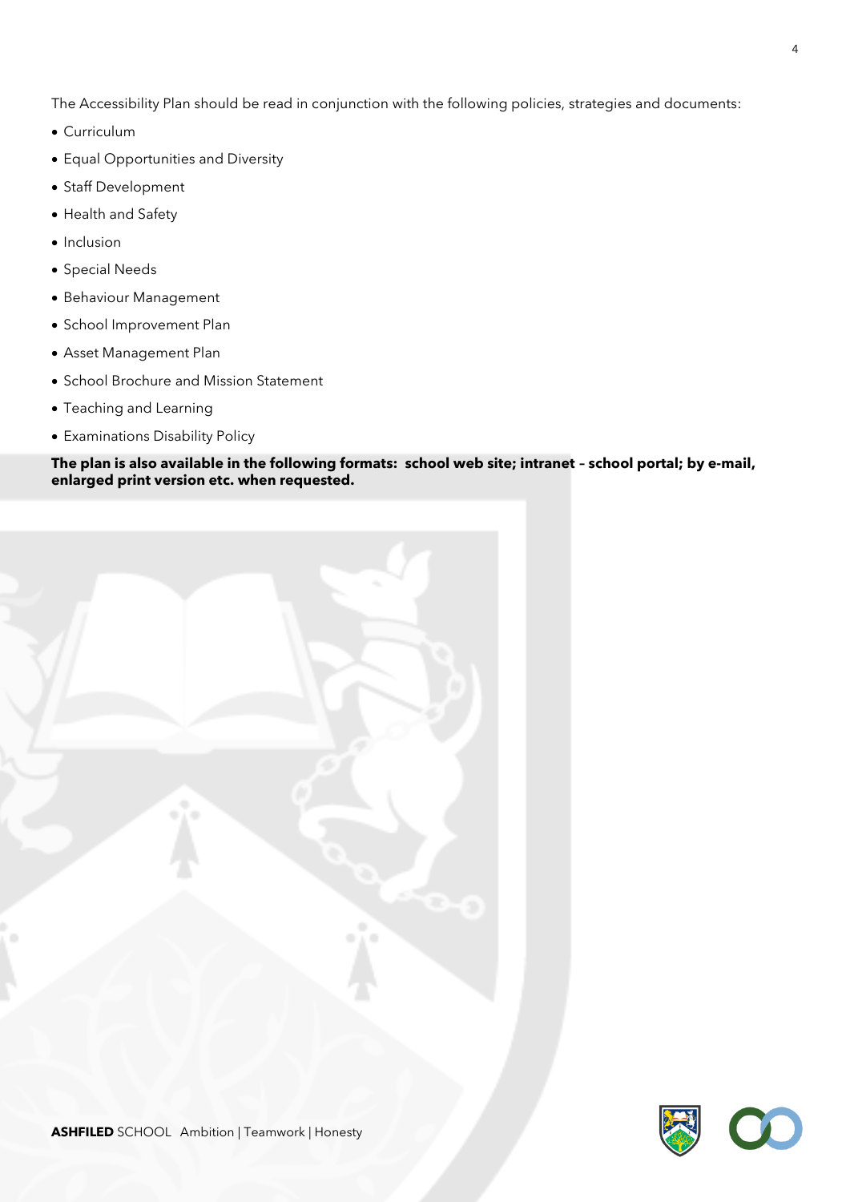The Accessibility Plan should be read in conjunction with the following policies, strategies and documents:

- Curriculum
- Equal Opportunities and Diversity
- Staff Development
- Health and Safety
- Inclusion
- Special Needs
- Behaviour Management
- School Improvement Plan
- Asset Management Plan
- School Brochure and Mission Statement
- Teaching and Learning
- Examinations Disability Policy

**The plan is also available in the following formats: school web site; intranet – school portal; by e-mail, enlarged print version etc. when requested.**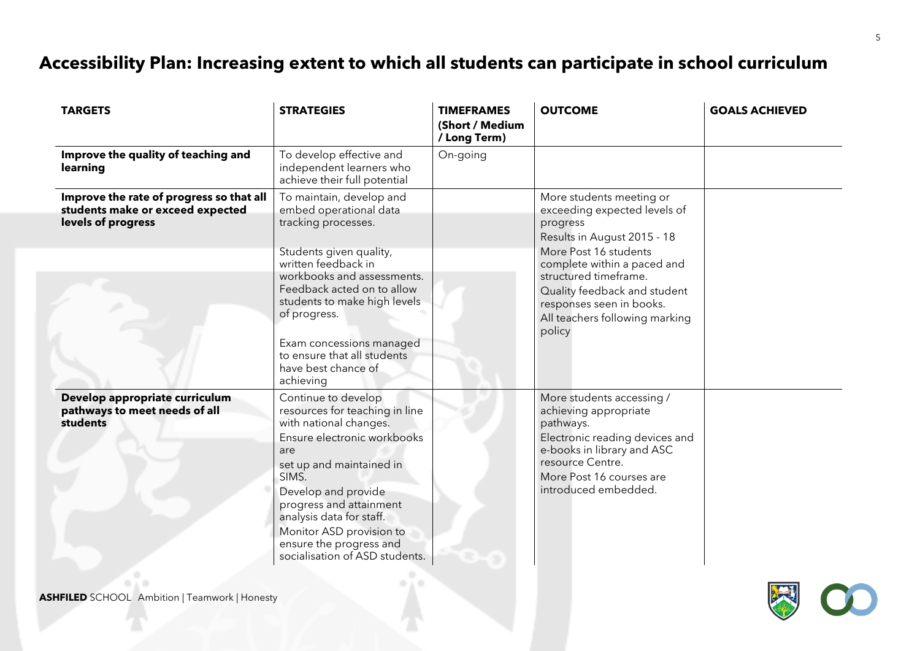# Accessibility Plan: Increasing extent to which all students can participate in school curriculum

| TARGETS | STRATEGIES | TIMEFRAMES (Short / Medium / Long Term) | OUTCOME | GOALS ACHIEVED |
|---|---|---|---|---|
| **Improve the quality of teaching and learning** | To develop effective and independent learners who achieve their full potential | On-going | | |
| **Improve the rate of progress so that all students make or exceed expected levels of progress** | To maintain, develop and embed operational data tracking processes.<br><br>Students given quality, written feedback in workbooks and assessments. Feedback acted on to allow students to make high levels of progress.<br><br>Exam concessions managed to ensure that all students have best chance of achieving | | More students meeting or exceeding expected levels of progress<br>Results in August 2015 - 18<br>More Post 16 students complete within a paced and structured timeframe.<br>Quality feedback and student responses seen in books.<br>All teachers following marking policy | |
| **Develop appropriate curriculum pathways to meet needs of all students** | Continue to develop resources for teaching in line with national changes.<br>Ensure electronic workbooks are<br>set up and maintained in SIMS.<br>Develop and provide progress and attainment analysis data for staff.<br>Monitor ASD provision to ensure the progress and socialisation of ASD students. | | More students accessing / achieving appropriate pathways.<br>Electronic reading devices and e-books in library and ASC resource Centre.<br>More Post 16 courses are introduced embedded. | |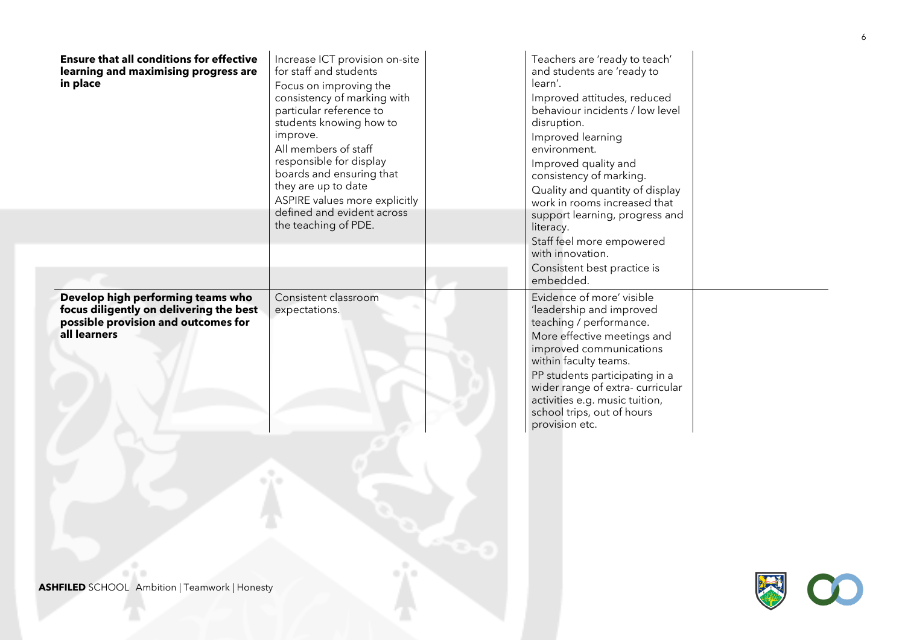| | | | | |
|---|---|---|---|---|
| **Ensure that all conditions for effective learning and maximising progress are in place** | Increase ICT provision on-site for staff and students<br>Focus on improving the consistency of marking with particular reference to students knowing how to improve.<br>All members of staff responsible for display boards and ensuring that they are up to date<br>ASPIRE values more explicitly defined and evident across the teaching of PDE. | | Teachers are 'ready to teach' and students are 'ready to learn'.<br>Improved attitudes, reduced behaviour incidents / low level disruption.<br>Improved learning environment.<br>Improved quality and consistency of marking.<br>Quality and quantity of display work in rooms increased that support learning, progress and literacy.<br>Staff feel more empowered with innovation.<br>Consistent best practice is embedded. | |
| **Develop high performing teams who focus diligently on delivering the best possible provision and outcomes for all learners** | Consistent classroom expectations. | | Evidence of more' visible 'leadership and improved teaching / performance.<br>More effective meetings and improved communications within faculty teams.<br>PP students participating in a wider range of extra- curricular activities e.g. music tuition, school trips, out of hours provision etc. | |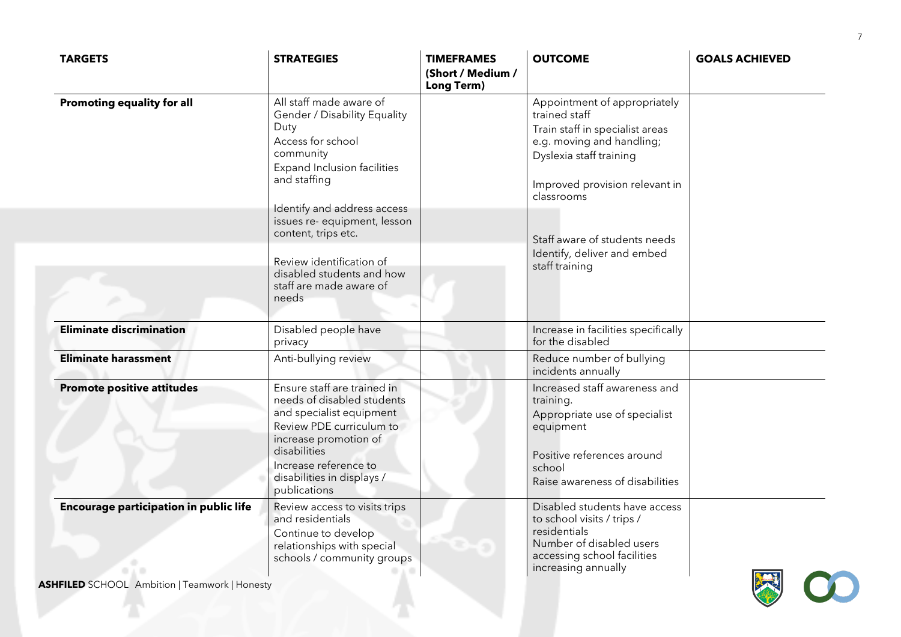| TARGETS | STRATEGIES | TIMEFRAMES (Short / Medium / Long Term) | OUTCOME | GOALS ACHIEVED |
|---|---|---|---|---|
| **Promoting equality for all** | All staff made aware of Gender / Disability Equality Duty<br>Access for school community<br>Expand Inclusion facilities and staffing<br><br>Identify and address access issues re- equipment, lesson content, trips etc.<br><br>Review identification of disabled students and how staff are made aware of needs | | Appointment of appropriately trained staff<br>Train staff in specialist areas e.g. moving and handling; Dyslexia staff training<br><br>Improved provision relevant in classrooms<br><br>Staff aware of students needs<br>Identify, deliver and embed staff training | |
| **Eliminate discrimination** | Disabled people have privacy | | Increase in facilities specifically for the disabled | |
| **Eliminate harassment** | Anti-bullying review | | Reduce number of bullying incidents annually | |
| **Promote positive attitudes** | Ensure staff are trained in needs of disabled students and specialist equipment<br>Review PDE curriculum to increase promotion of disabilities<br>Increase reference to disabilities in displays / publications | | Increased staff awareness and training.<br>Appropriate use of specialist equipment<br><br>Positive references around school<br>Raise awareness of disabilities | |
| **Encourage participation in public life** | Review access to visits trips and residentials<br>Continue to develop relationships with special schools / community groups | | Disabled students have access to school visits / trips / residentials<br>Number of disabled users accessing school facilities increasing annually | |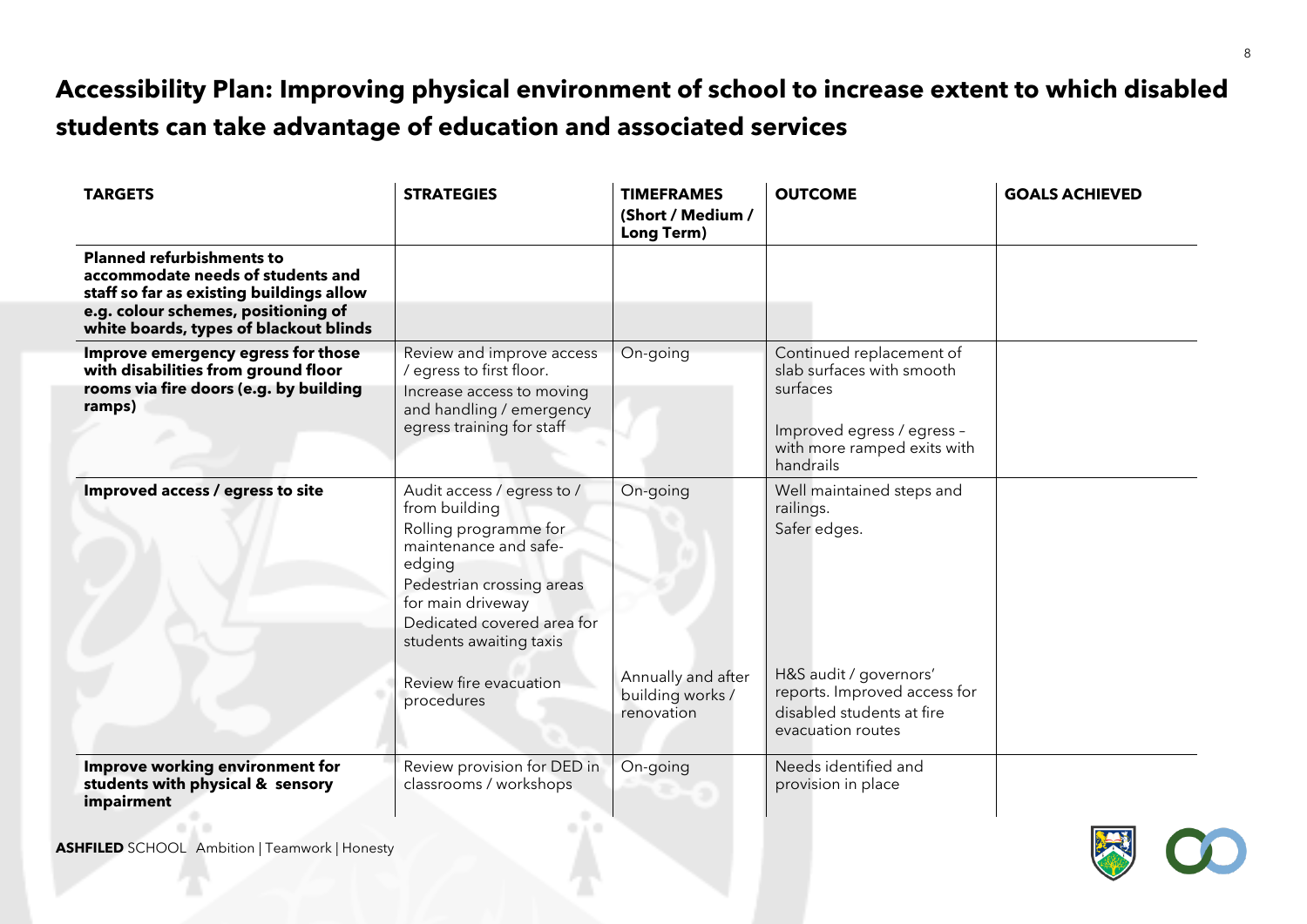# Accessibility Plan: Improving physical environment of school to increase extent to which disabled students can take advantage of education and associated services

| TARGETS | STRATEGIES | TIMEFRAMES (Short / Medium / Long Term) | OUTCOME | GOALS ACHIEVED |
|---|---|---|---|---|
| **Planned refurbishments to accommodate needs of students and staff so far as existing buildings allow e.g. colour schemes, positioning of white boards, types of blackout blinds** | | | | |
| **Improve emergency egress for those with disabilities from ground floor rooms via fire doors (e.g. by building ramps)** | Review and improve access / egress to first floor.<br>Increase access to moving and handling / emergency egress training for staff | On-going | Continued replacement of slab surfaces with smooth surfaces<br><br>Improved egress / egress – with more ramped exits with handrails | |
| **Improved access / egress to site** | Audit access / egress to / from building<br>Rolling programme for maintenance and safe-edging<br>Pedestrian crossing areas for main driveway<br>Dedicated covered area for students awaiting taxis<br><br>Review fire evacuation procedures | On-going<br><br>Annually and after building works / renovation | Well maintained steps and railings.<br>Safer edges.<br><br>H&S audit / governors' reports. Improved access for disabled students at fire evacuation routes | |
| **Improve working environment for students with physical & sensory impairment** | Review provision for DED in classrooms / workshops | On-going | Needs identified and provision in place | |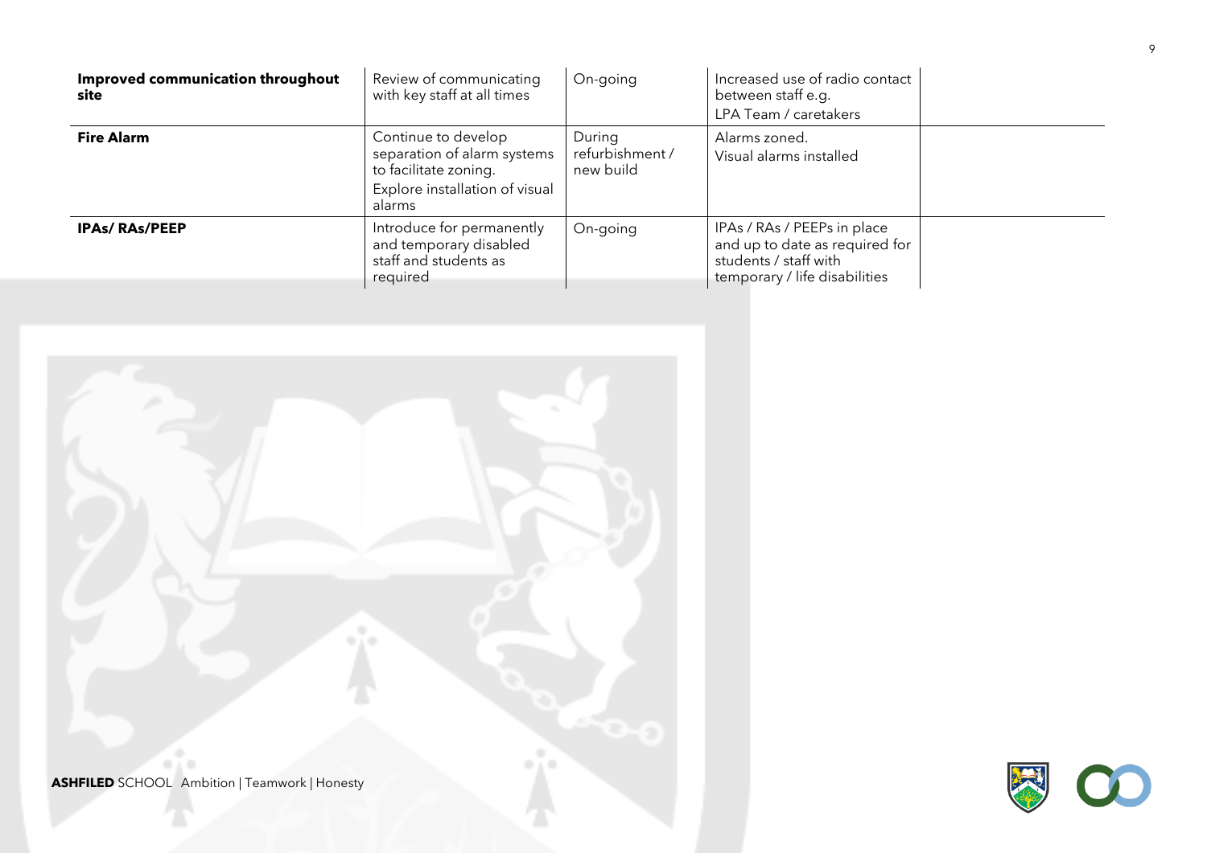| | | | | |
|---|---|---|---|---|
| **Improved communication throughout site** | Review of communicating with key staff at all times | On-going | Increased use of radio contact between staff e.g. LPA Team / caretakers | |
| **Fire Alarm** | Continue to develop separation of alarm systems to facilitate zoning. Explore installation of visual alarms | During refurbishment / new build | Alarms zoned. Visual alarms installed | |
| **IPAs/ RAs/PEEP** | Introduce for permanently and temporary disabled staff and students as required | On-going | IPAs / RAs / PEEPs in place and up to date as required for students / staff with temporary / life disabilities | |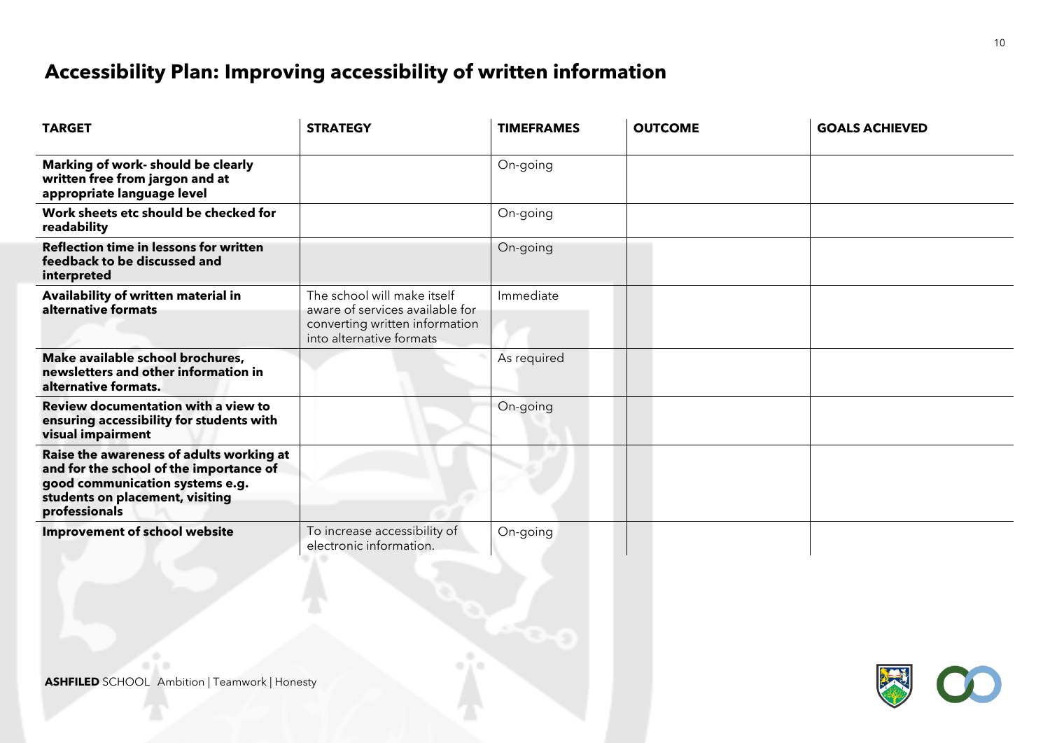# Accessibility Plan: Improving accessibility of written information

| TARGET | STRATEGY | TIMEFRAMES | OUTCOME | GOALS ACHIEVED |
|---|---|---|---|---|
| **Marking of work- should be clearly written free from jargon and at appropriate language level** | | On-going | | |
| **Work sheets etc should be checked for readability** | | On-going | | |
| **Reflection time in lessons for written feedback to be discussed and interpreted** | | On-going | | |
| **Availability of written material in alternative formats** | The school will make itself aware of services available for converting written information into alternative formats | Immediate | | |
| **Make available school brochures, newsletters and other information in alternative formats.** | | As required | | |
| **Review documentation with a view to ensuring accessibility for students with visual impairment** | | On-going | | |
| **Raise the awareness of adults working at and for the school of the importance of good communication systems e.g. students on placement, visiting professionals** | | | | |
| **Improvement of school website** | To increase accessibility of electronic information. | On-going | | |